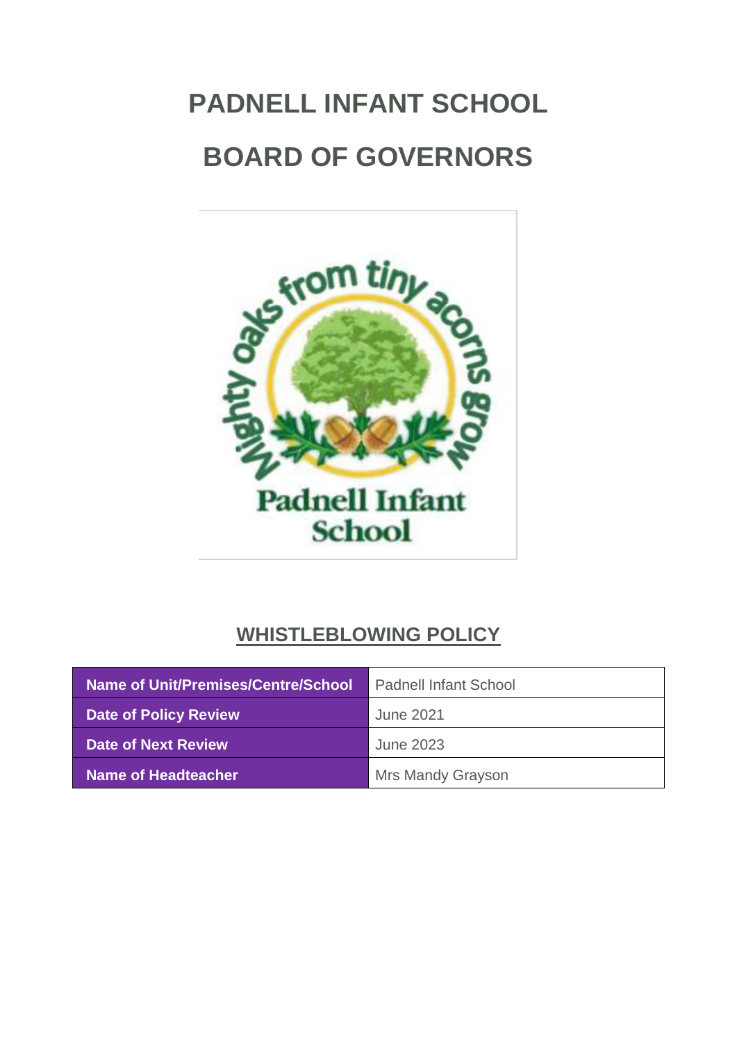# PADNELL INFANT SCHOOL

# BOARD OF GOVERNORS

## WHISTLEBLOWING POLICY

| Name of Unit/Premises/Centre/School | Padnell Infant School |
|---|---|
| Date of Policy Review | June 2021 |
| Date of Next Review | June 2023 |
| Name of Headteacher | Mrs Mandy Grayson |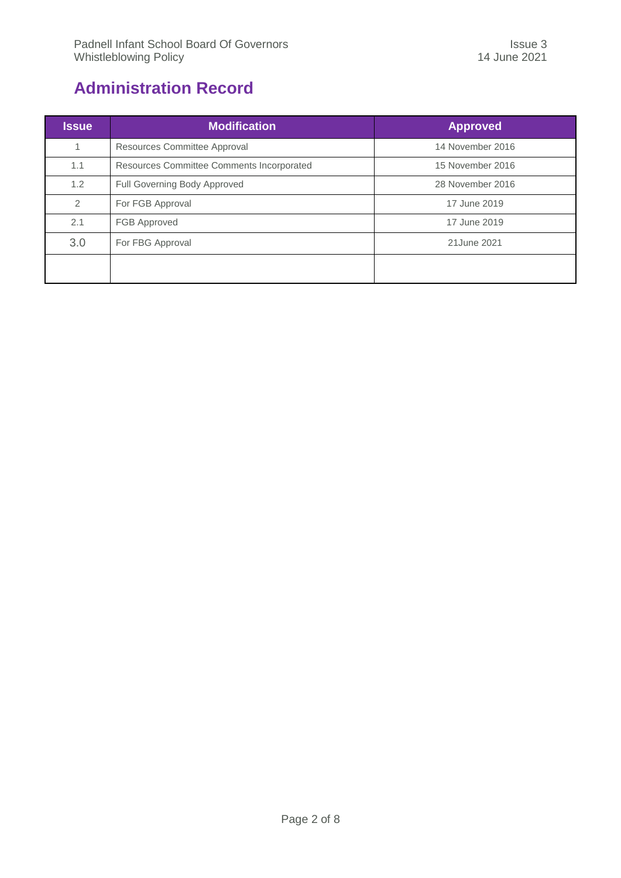## Administration Record

| Issue | Modification | Approved |
|---|---|---|
| 1 | Resources Committee Approval | 14 November 2016 |
| 1.1 | Resources Committee Comments Incorporated | 15 November 2016 |
| 1.2 | Full Governing Body Approved | 28 November 2016 |
| 2 | For FGB Approval | 17 June 2019 |
| 2.1 | FGB Approved | 17 June 2019 |
| 3.0 | For FBG Approval | 21June 2021 |
| | | |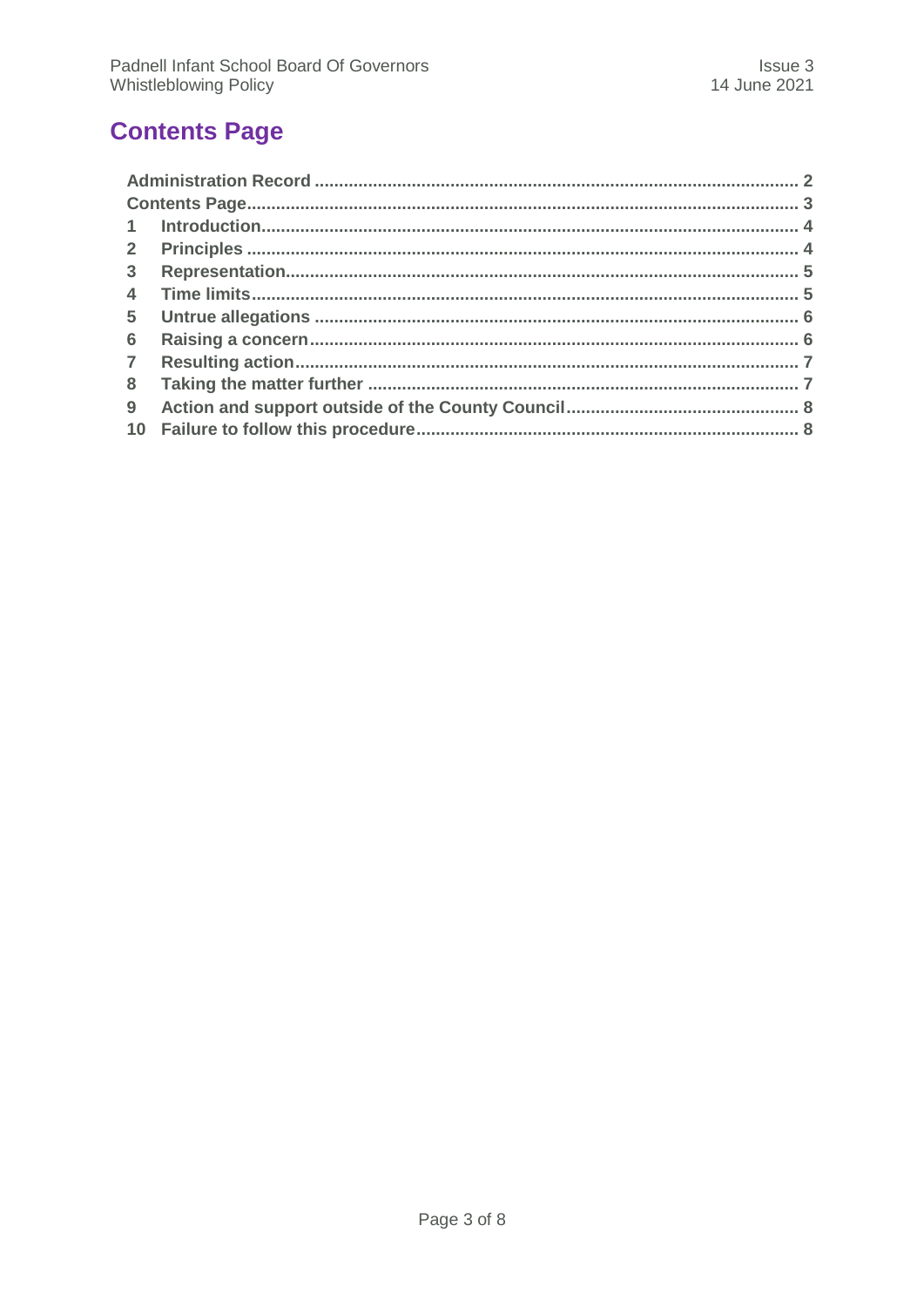## Contents Page

Administration Record ........................................................................................ 2
Contents Page ................................................................................................... 3
1 Introduction .................................................................................................... 4
2 Principles ........................................................................................................ 4
3 Representation ............................................................................................... 5
4 Time limits ...................................................................................................... 5
5 Untrue allegations .......................................................................................... 6
6 Raising a concern ........................................................................................... 6
7 Resulting action .............................................................................................. 7
8 Taking the matter further ............................................................................... 7
9 Action and support outside of the County Council ........................................ 8
10 Failure to follow this procedure .................................................................... 8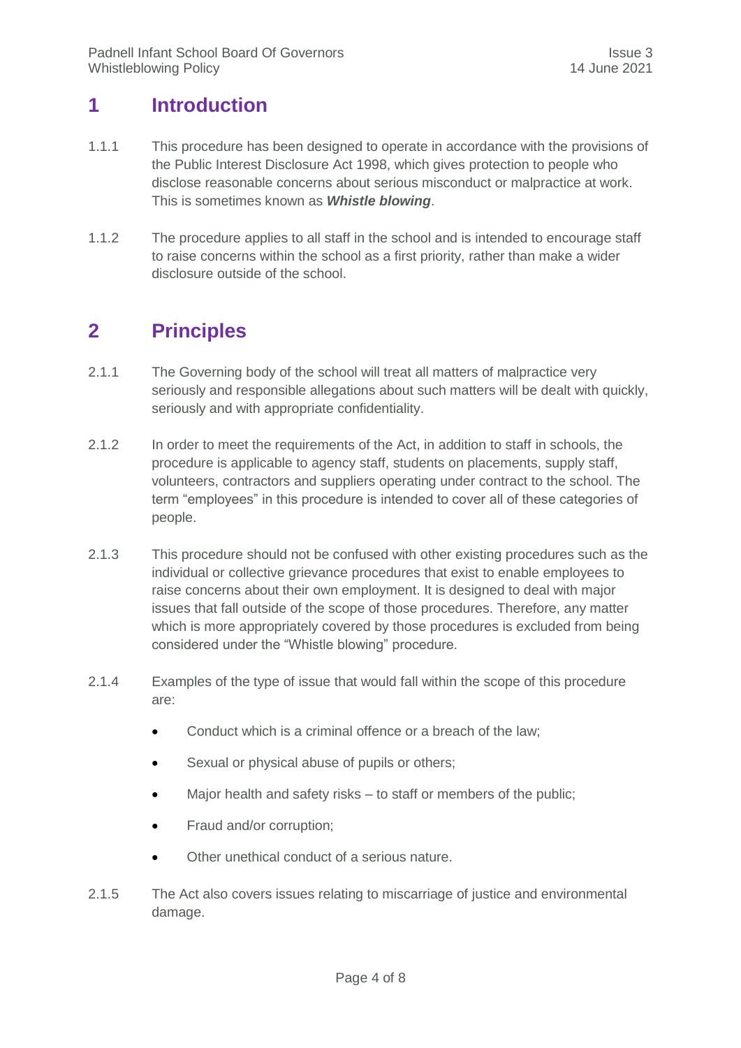# 1 Introduction

1.1.1 This procedure has been designed to operate in accordance with the provisions of the Public Interest Disclosure Act 1998, which gives protection to people who disclose reasonable concerns about serious misconduct or malpractice at work. This is sometimes known as ***Whistle blowing***.

1.1.2 The procedure applies to all staff in the school and is intended to encourage staff to raise concerns within the school as a first priority, rather than make a wider disclosure outside of the school.

# 2 Principles

2.1.1 The Governing body of the school will treat all matters of malpractice very seriously and responsible allegations about such matters will be dealt with quickly, seriously and with appropriate confidentiality.

2.1.2 In order to meet the requirements of the Act, in addition to staff in schools, the procedure is applicable to agency staff, students on placements, supply staff, volunteers, contractors and suppliers operating under contract to the school. The term "employees" in this procedure is intended to cover all of these categories of people.

2.1.3 This procedure should not be confused with other existing procedures such as the individual or collective grievance procedures that exist to enable employees to raise concerns about their own employment. It is designed to deal with major issues that fall outside of the scope of those procedures. Therefore, any matter which is more appropriately covered by those procedures is excluded from being considered under the "Whistle blowing" procedure.

2.1.4 Examples of the type of issue that would fall within the scope of this procedure are:

- Conduct which is a criminal offence or a breach of the law;
- Sexual or physical abuse of pupils or others;
- Major health and safety risks – to staff or members of the public;
- Fraud and/or corruption;
- Other unethical conduct of a serious nature.

2.1.5 The Act also covers issues relating to miscarriage of justice and environmental damage.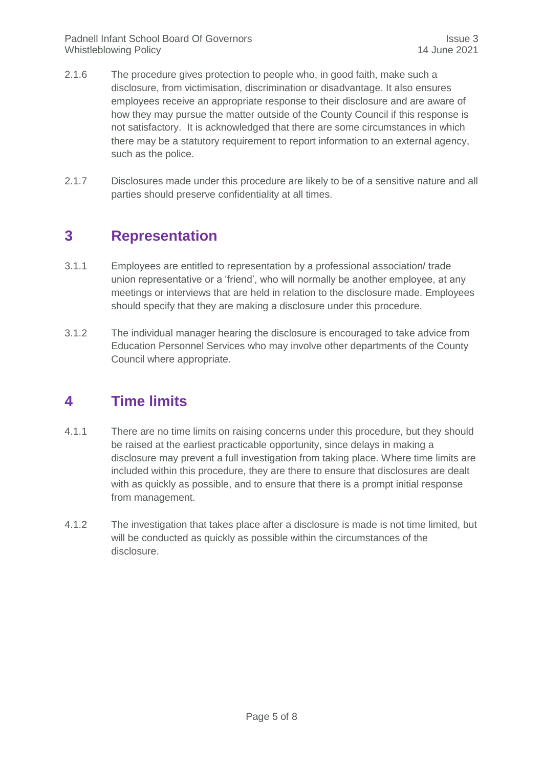2.1.6 The procedure gives protection to people who, in good faith, make such a disclosure, from victimisation, discrimination or disadvantage. It also ensures employees receive an appropriate response to their disclosure and are aware of how they may pursue the matter outside of the County Council if this response is not satisfactory. It is acknowledged that there are some circumstances in which there may be a statutory requirement to report information to an external agency, such as the police.

2.1.7 Disclosures made under this procedure are likely to be of a sensitive nature and all parties should preserve confidentiality at all times.

# 3 Representation

3.1.1 Employees are entitled to representation by a professional association/ trade union representative or a 'friend', who will normally be another employee, at any meetings or interviews that are held in relation to the disclosure made. Employees should specify that they are making a disclosure under this procedure.

3.1.2 The individual manager hearing the disclosure is encouraged to take advice from Education Personnel Services who may involve other departments of the County Council where appropriate.

# 4 Time limits

4.1.1 There are no time limits on raising concerns under this procedure, but they should be raised at the earliest practicable opportunity, since delays in making a disclosure may prevent a full investigation from taking place. Where time limits are included within this procedure, they are there to ensure that disclosures are dealt with as quickly as possible, and to ensure that there is a prompt initial response from management.

4.1.2 The investigation that takes place after a disclosure is made is not time limited, but will be conducted as quickly as possible within the circumstances of the disclosure.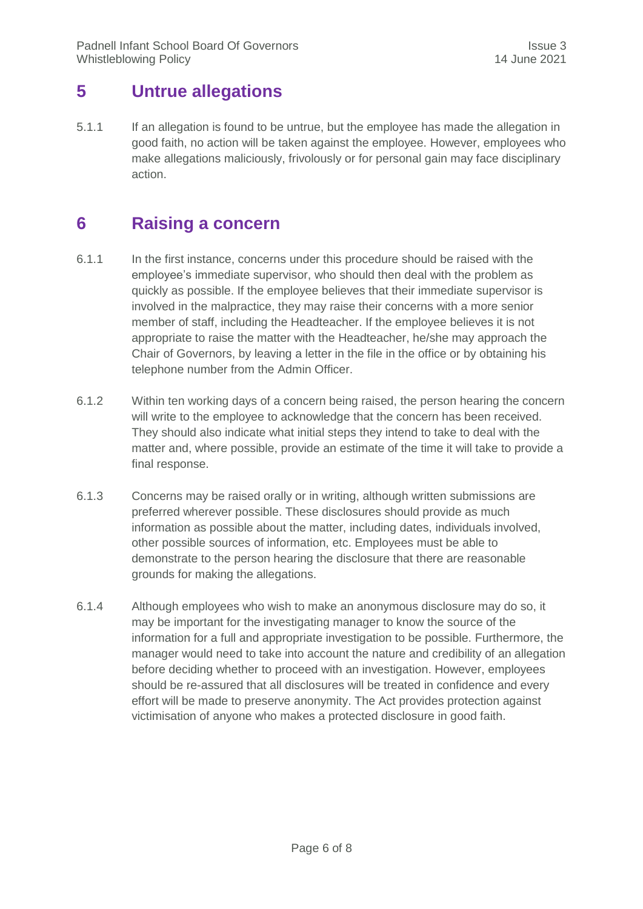## 5 Untrue allegations

5.1.1 If an allegation is found to be untrue, but the employee has made the allegation in good faith, no action will be taken against the employee. However, employees who make allegations maliciously, frivolously or for personal gain may face disciplinary action.

## 6 Raising a concern

6.1.1 In the first instance, concerns under this procedure should be raised with the employee's immediate supervisor, who should then deal with the problem as quickly as possible. If the employee believes that their immediate supervisor is involved in the malpractice, they may raise their concerns with a more senior member of staff, including the Headteacher. If the employee believes it is not appropriate to raise the matter with the Headteacher, he/she may approach the Chair of Governors, by leaving a letter in the file in the office or by obtaining his telephone number from the Admin Officer.

6.1.2 Within ten working days of a concern being raised, the person hearing the concern will write to the employee to acknowledge that the concern has been received. They should also indicate what initial steps they intend to take to deal with the matter and, where possible, provide an estimate of the time it will take to provide a final response.

6.1.3 Concerns may be raised orally or in writing, although written submissions are preferred wherever possible. These disclosures should provide as much information as possible about the matter, including dates, individuals involved, other possible sources of information, etc. Employees must be able to demonstrate to the person hearing the disclosure that there are reasonable grounds for making the allegations.

6.1.4 Although employees who wish to make an anonymous disclosure may do so, it may be important for the investigating manager to know the source of the information for a full and appropriate investigation to be possible. Furthermore, the manager would need to take into account the nature and credibility of an allegation before deciding whether to proceed with an investigation. However, employees should be re-assured that all disclosures will be treated in confidence and every effort will be made to preserve anonymity. The Act provides protection against victimisation of anyone who makes a protected disclosure in good faith.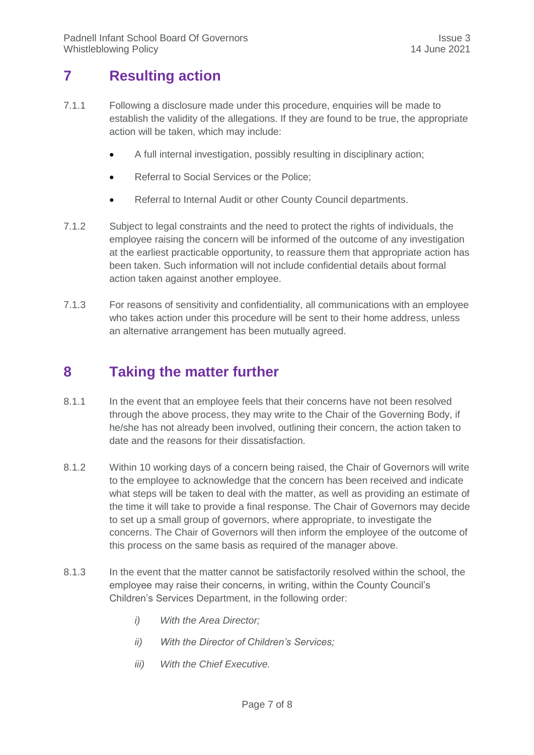## 7 Resulting action

7.1.1 Following a disclosure made under this procedure, enquiries will be made to establish the validity of the allegations. If they are found to be true, the appropriate action will be taken, which may include:

- A full internal investigation, possibly resulting in disciplinary action;
- Referral to Social Services or the Police;
- Referral to Internal Audit or other County Council departments.

7.1.2 Subject to legal constraints and the need to protect the rights of individuals, the employee raising the concern will be informed of the outcome of any investigation at the earliest practicable opportunity, to reassure them that appropriate action has been taken. Such information will not include confidential details about formal action taken against another employee.

7.1.3 For reasons of sensitivity and confidentiality, all communications with an employee who takes action under this procedure will be sent to their home address, unless an alternative arrangement has been mutually agreed.

## 8 Taking the matter further

8.1.1 In the event that an employee feels that their concerns have not been resolved through the above process, they may write to the Chair of the Governing Body, if he/she has not already been involved, outlining their concern, the action taken to date and the reasons for their dissatisfaction.

8.1.2 Within 10 working days of a concern being raised, the Chair of Governors will write to the employee to acknowledge that the concern has been received and indicate what steps will be taken to deal with the matter, as well as providing an estimate of the time it will take to provide a final response. The Chair of Governors may decide to set up a small group of governors, where appropriate, to investigate the concerns. The Chair of Governors will then inform the employee of the outcome of this process on the same basis as required of the manager above.

8.1.3 In the event that the matter cannot be satisfactorily resolved within the school, the employee may raise their concerns, in writing, within the County Council's Children's Services Department, in the following order:

*i) With the Area Director;*

*ii) With the Director of Children's Services;*

*iii) With the Chief Executive.*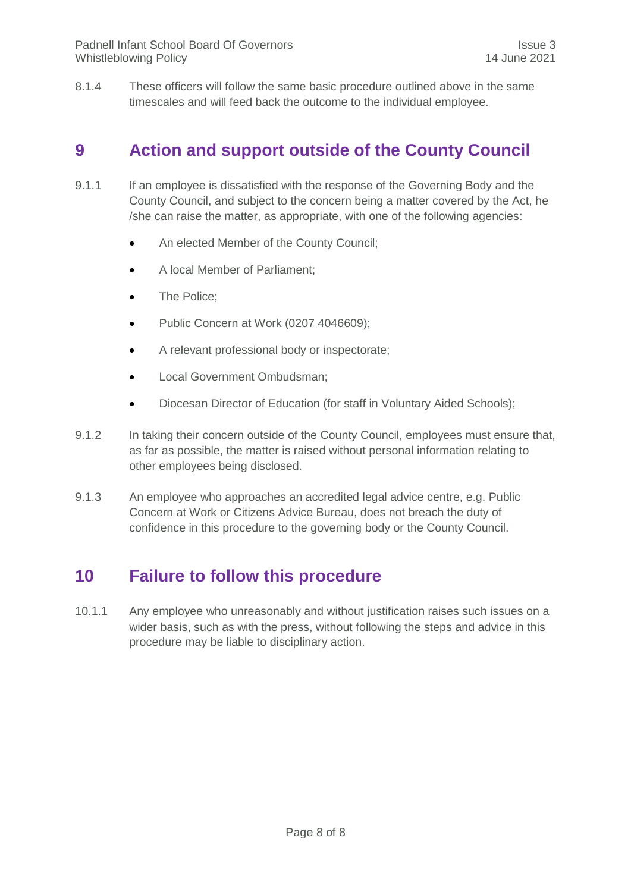8.1.4 These officers will follow the same basic procedure outlined above in the same timescales and will feed back the outcome to the individual employee.

## 9 Action and support outside of the County Council

9.1.1 If an employee is dissatisfied with the response of the Governing Body and the County Council, and subject to the concern being a matter covered by the Act, he /she can raise the matter, as appropriate, with one of the following agencies:

- An elected Member of the County Council;
- A local Member of Parliament;
- The Police;
- Public Concern at Work (0207 4046609);
- A relevant professional body or inspectorate;
- Local Government Ombudsman;
- Diocesan Director of Education (for staff in Voluntary Aided Schools);

9.1.2 In taking their concern outside of the County Council, employees must ensure that, as far as possible, the matter is raised without personal information relating to other employees being disclosed.

9.1.3 An employee who approaches an accredited legal advice centre, e.g. Public Concern at Work or Citizens Advice Bureau, does not breach the duty of confidence in this procedure to the governing body or the County Council.

## 10 Failure to follow this procedure

10.1.1 Any employee who unreasonably and without justification raises such issues on a wider basis, such as with the press, without following the steps and advice in this procedure may be liable to disciplinary action.